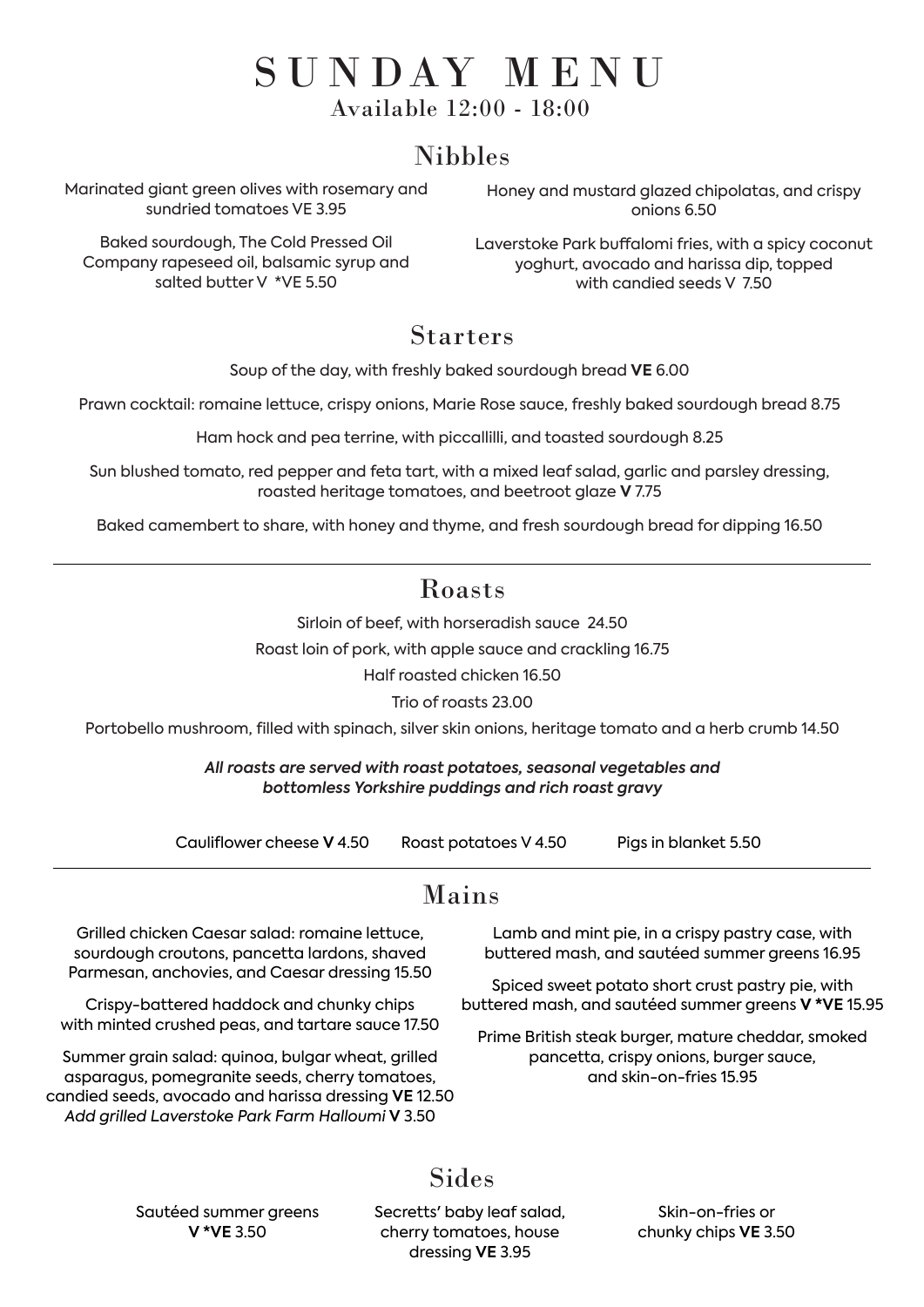# SUNDAY MENU

Available 12:00 - 18:00

## Nibbles

Marinated giant green olives with rosemary and sundried tomatoes VE 3.95

Baked sourdough, The Cold Pressed Oil Company rapeseed oil, balsamic syrup and salted butter V *VE 5.50

Honey and mustard glazed chipolatas, and crispy onions 6.50

Laverstoke Park buffalomi fries, with a spicy coconut yoghurt, avocado and harissa dip, topped with candied seeds V 7.50

## Starters

Soup of the day, with freshly baked sourdough bread **VE** 6.00

Prawn cocktail: romaine lettuce, crispy onions, Marie Rose sauce, freshly baked sourdough bread 8.75

Ham hock and pea terrine, with piccallilli, and toasted sourdough 8.25

Sun blushed tomato, red pepper and feta tart, with a mixed leaf salad, garlic and parsley dressing, roasted heritage tomatoes, and beetroot glaze **V** 7.75

Baked camembert to share, with honey and thyme, and fresh sourdough bread for dipping 16.50

---

## Roasts

Sirloin of beef, with horseradish sauce 24.50

Roast loin of pork, with apple sauce and crackling 16.75

Half roasted chicken 16.50

Trio of roasts 23.00

Portobello mushroom, filled with spinach, silver skin onions, heritage tomato and a herb crumb 14.50

***All roasts are served with roast potatoes, seasonal vegetables and bottomless Yorkshire puddings and rich roast gravy***

Cauliflower cheese **V** 4.50

Roast potatoes V 4.50

Pigs in blanket 5.50

---

## Mains

Grilled chicken Caesar salad: romaine lettuce, sourdough croutons, pancetta lardons, shaved Parmesan, anchovies, and Caesar dressing 15.50

Crispy-battered haddock and chunky chips with minted crushed peas, and tartare sauce 17.50

Summer grain salad: quinoa, bulgar wheat, grilled asparagus, pomegranite seeds, cherry tomatoes, candied seeds, avocado and harissa dressing **VE** 12.50
*Add grilled Laverstoke Park Farm Halloumi* **V** 3.50

Lamb and mint pie, in a crispy pastry case, with buttered mash, and sautéed summer greens 16.95

Spiced sweet potato short crust pastry pie, with buttered mash, and sautéed summer greens **V *VE** 15.95

Prime British steak burger, mature cheddar, smoked pancetta, crispy onions, burger sauce, and skin-on-fries 15.95

## Sides

Sautéed summer greens **V *VE** 3.50

Secretts' baby leaf salad, cherry tomatoes, house dressing **VE** 3.95

Skin-on-fries or chunky chips **VE** 3.50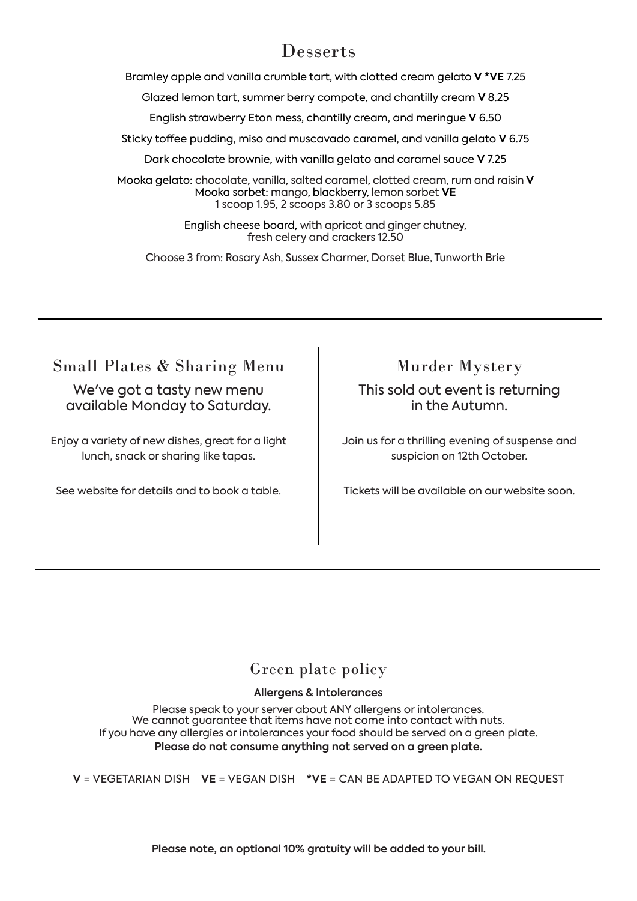## Desserts

Bramley apple and vanilla crumble tart, with clotted cream gelato **V *VE** 7.25

Glazed lemon tart, summer berry compote, and chantilly cream **V** 8.25

English strawberry Eton mess, chantilly cream, and meringue **V** 6.50

Sticky toffee pudding, miso and muscavado caramel, and vanilla gelato **V** 6.75

Dark chocolate brownie, with vanilla gelato and caramel sauce **V** 7.25

Mooka gelato: chocolate, vanilla, salted caramel, clotted cream, rum and raisin **V**
Mooka sorbet: mango, blackberry, lemon sorbet **VE**
1 scoop 1.95, 2 scoops 3.80 or 3 scoops 5.85

English cheese board, with apricot and ginger chutney, fresh celery and crackers 12.50

Choose 3 from: Rosary Ash, Sussex Charmer, Dorset Blue, Tunworth Brie

---

## Small Plates & Sharing Menu

We've got a tasty new menu available Monday to Saturday.

Enjoy a variety of new dishes, great for a light lunch, snack or sharing like tapas.

See website for details and to book a table.

## Murder Mystery

This sold out event is returning in the Autumn.

Join us for a thrilling evening of suspense and suspicion on 12th October.

Tickets will be available on our website soon.

---

## Green plate policy

**Allergens & Intolerances**

Please speak to your server about ANY allergens or intolerances.
We cannot guarantee that items have not come into contact with nuts.
If you have any allergies or intolerances your food should be served on a green plate.
**Please do not consume anything not served on a green plate.**

**V** = VEGETARIAN DISH **VE** = VEGAN DISH ***VE** = CAN BE ADAPTED TO VEGAN ON REQUEST

**Please note, an optional 10% gratuity will be added to your bill.**